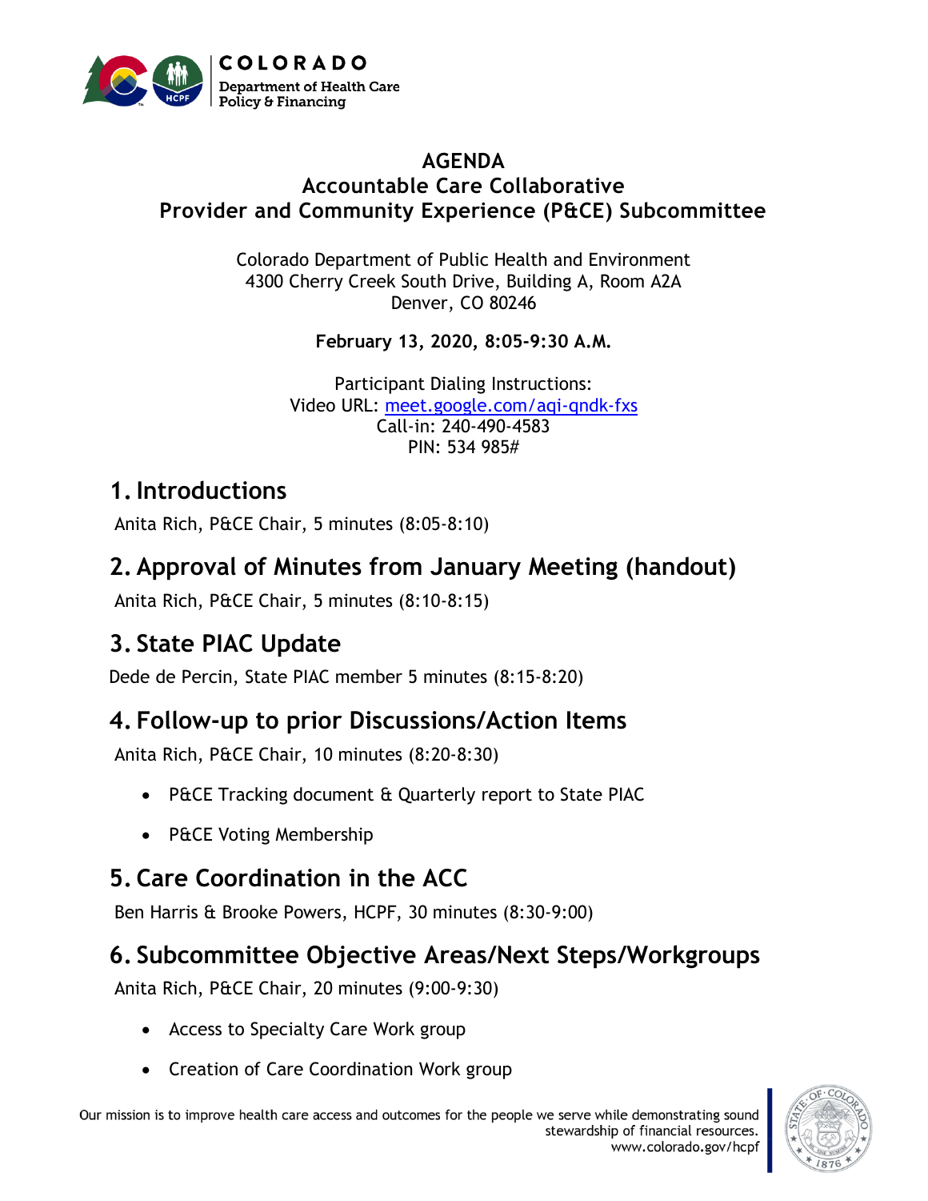COLORADO
Department of Health Care Policy & Financing

# AGENDA
## Accountable Care Collaborative
## Provider and Community Experience (P&CE) Subcommittee

Colorado Department of Public Health and Environment
4300 Cherry Creek South Drive, Building A, Room A2A
Denver, CO 80246

**February 13, 2020, 8:05-9:30 A.M.**

Participant Dialing Instructions:
Video URL: meet.google.com/aqi-qndk-fxs
Call-in: 240-490-4583
PIN: 534 985#

## 1. Introductions

Anita Rich, P&CE Chair, 5 minutes (8:05-8:10)

## 2. Approval of Minutes from January Meeting (handout)

Anita Rich, P&CE Chair, 5 minutes (8:10-8:15)

## 3. State PIAC Update

Dede de Percin, State PIAC member 5 minutes (8:15-8:20)

## 4. Follow-up to prior Discussions/Action Items

Anita Rich, P&CE Chair, 10 minutes (8:20-8:30)

- P&CE Tracking document & Quarterly report to State PIAC
- P&CE Voting Membership

## 5. Care Coordination in the ACC

Ben Harris & Brooke Powers, HCPF, 30 minutes (8:30-9:00)

## 6. Subcommittee Objective Areas/Next Steps/Workgroups

Anita Rich, P&CE Chair, 20 minutes (9:00-9:30)

- Access to Specialty Care Work group
- Creation of Care Coordination Work group

Our mission is to improve health care access and outcomes for the people we serve while demonstrating sound stewardship of financial resources.
www.colorado.gov/hcpf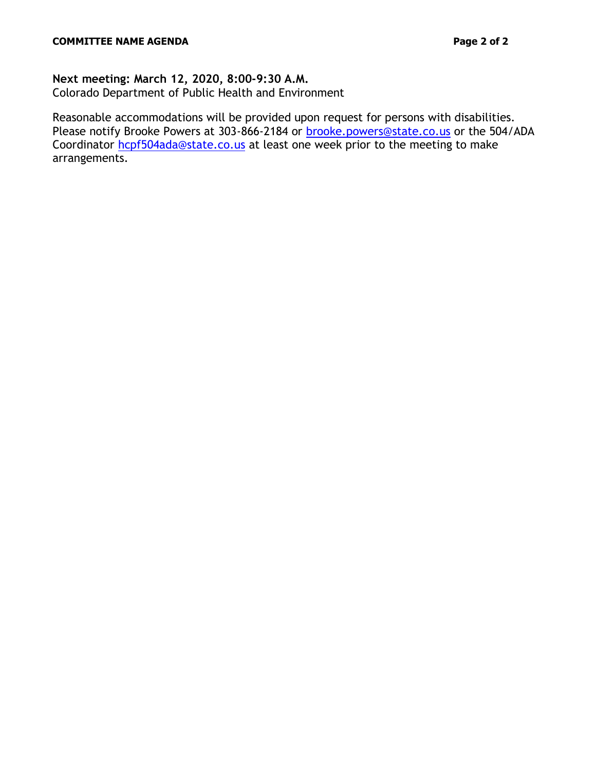**Next meeting: March 12, 2020, 8:00-9:30 A.M.**
Colorado Department of Public Health and Environment

Reasonable accommodations will be provided upon request for persons with disabilities. Please notify Brooke Powers at 303-866-2184 or brooke.powers@state.co.us or the 504/ADA Coordinator hcpf504ada@state.co.us at least one week prior to the meeting to make arrangements.